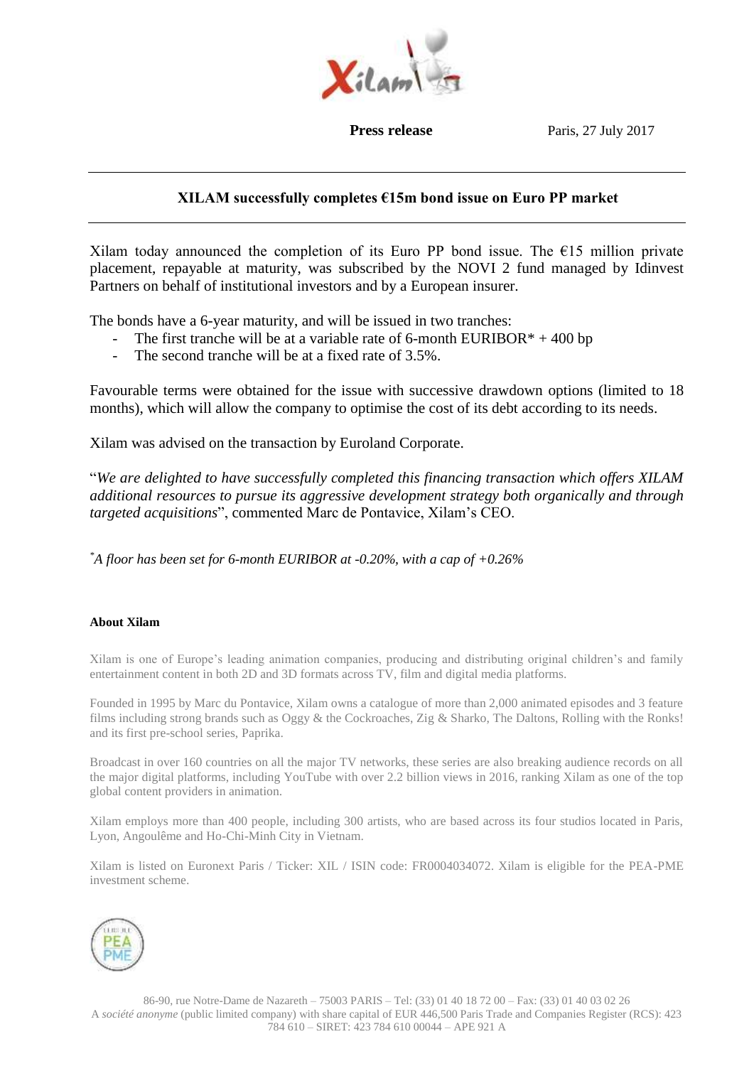**Press release** Paris, 27 July 2017

# XILAM successfully completes €15m bond issue on Euro PP market

Xilam today announced the completion of its Euro PP bond issue. The €15 million private placement, repayable at maturity, was subscribed by the NOVI 2 fund managed by Idinvest Partners on behalf of institutional investors and by a European insurer.

The bonds have a 6-year maturity, and will be issued in two tranches:

- The first tranche will be at a variable rate of 6-month EURIBOR* + 400 bp
- The second tranche will be at a fixed rate of 3.5%.

Favourable terms were obtained for the issue with successive drawdown options (limited to 18 months), which will allow the company to optimise the cost of its debt according to its needs.

Xilam was advised on the transaction by Euroland Corporate.

"*We are delighted to have successfully completed this financing transaction which offers XILAM additional resources to pursue its aggressive development strategy both organically and through targeted acquisitions*", commented Marc de Pontavice, Xilam's CEO.

*\*A floor has been set for 6-month EURIBOR at -0.20%, with a cap of +0.26%*

### About Xilam

Xilam is one of Europe's leading animation companies, producing and distributing original children's and family entertainment content in both 2D and 3D formats across TV, film and digital media platforms.

Founded in 1995 by Marc du Pontavice, Xilam owns a catalogue of more than 2,000 animated episodes and 3 feature films including strong brands such as Oggy & the Cockroaches, Zig & Sharko, The Daltons, Rolling with the Ronks! and its first pre-school series, Paprika.

Broadcast in over 160 countries on all the major TV networks, these series are also breaking audience records on all the major digital platforms, including YouTube with over 2.2 billion views in 2016, ranking Xilam as one of the top global content providers in animation.

Xilam employs more than 400 people, including 300 artists, who are based across its four studios located in Paris, Lyon, Angoulême and Ho-Chi-Minh City in Vietnam.

Xilam is listed on Euronext Paris / Ticker: XIL / ISIN code: FR0004034072. Xilam is eligible for the PEA-PME investment scheme.

86-90, rue Notre-Dame de Nazareth – 75003 PARIS – Tel: (33) 01 40 18 72 00 – Fax: (33) 01 40 03 02 26
A *société anonyme* (public limited company) with share capital of EUR 446,500 Paris Trade and Companies Register (RCS): 423 784 610 – SIRET: 423 784 610 00044 – APE 921 A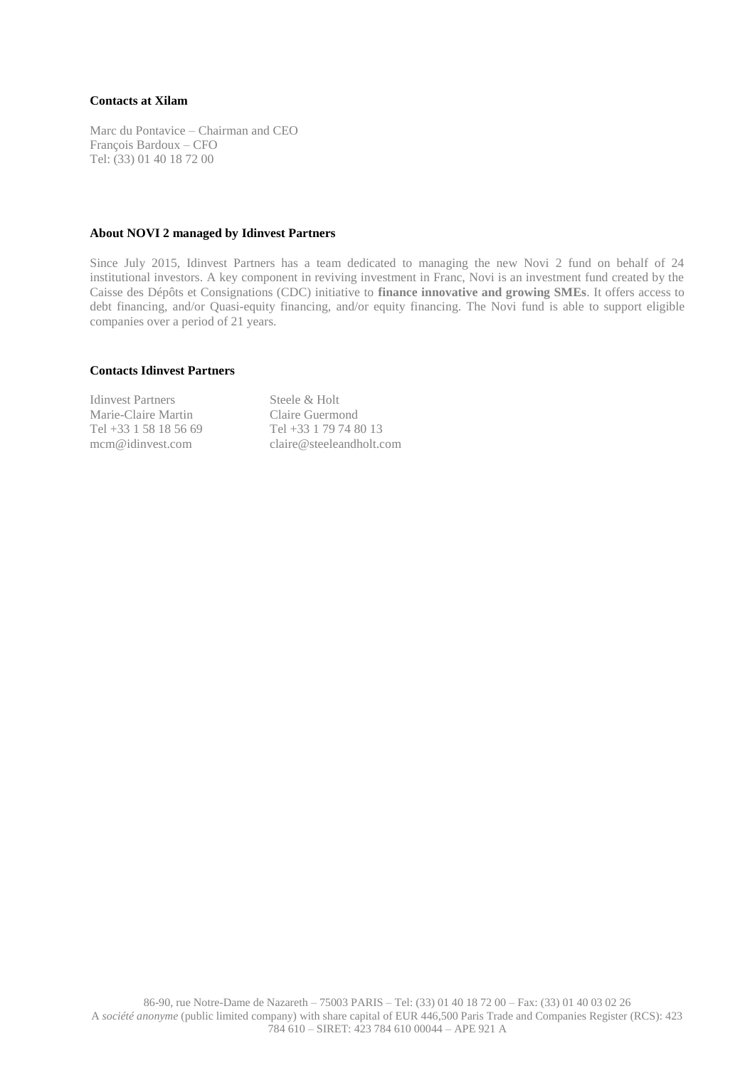**Contacts at Xilam**

Marc du Pontavice – Chairman and CEO
François Bardoux – CFO
Tel: (33) 01 40 18 72 00

**About NOVI 2 managed by Idinvest Partners**

Since July 2015, Idinvest Partners has a team dedicated to managing the new Novi 2 fund on behalf of 24 institutional investors. A key component in reviving investment in Franc, Novi is an investment fund created by the Caisse des Dépôts et Consignations (CDC) initiative to **finance innovative and growing SMEs**. It offers access to debt financing, and/or Quasi-equity financing, and/or equity financing. The Novi fund is able to support eligible companies over a period of 21 years.

**Contacts Idinvest Partners**

| | |
|---|---|
| Idinvest Partners | Steele & Holt |
| Marie-Claire Martin | Claire Guermond |
| Tel +33 1 58 18 56 69 | Tel +33 1 79 74 80 13 |
| mcm@idinvest.com | claire@steeleandholt.com |

86-90, rue Notre-Dame de Nazareth – 75003 PARIS – Tel: (33) 01 40 18 72 00 – Fax: (33) 01 40 03 02 26
A *société anonyme* (public limited company) with share capital of EUR 446,500 Paris Trade and Companies Register (RCS): 423 784 610 – SIRET: 423 784 610 00044 – APE 921 A